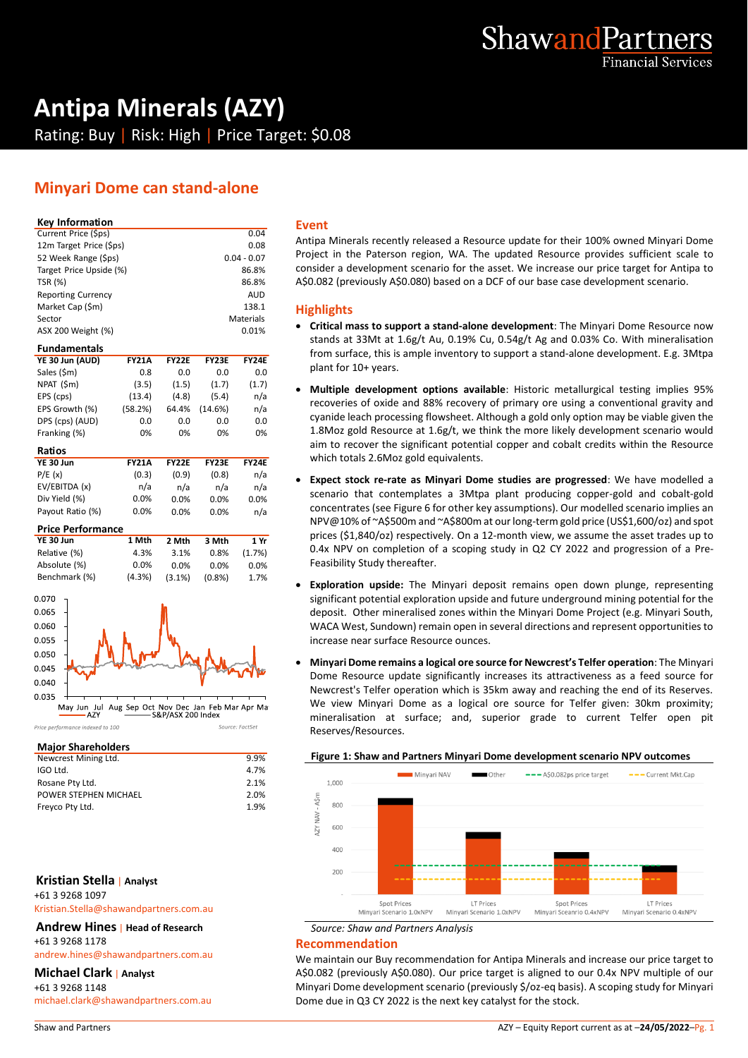# Antipa Minerals (AZY)

Rating: Buy | Risk: High | Price Target: $0.08

## Minyari Dome can stand-alone

### Key Information

| | |
|---|---|
| Current Price ($ps) | 0.04 |
| 12m Target Price ($ps) | 0.08 |
| 52 Week Range ($ps) | 0.04 - 0.07 |
| Target Price Upside (%) | 86.8% |
| TSR (%) | 86.8% |
| Reporting Currency | AUD |
| Market Cap ($m) | 138.1 |
| Sector | Materials |
| ASX 200 Weight (%) | 0.01% |

### Fundamentals

| YE 30 Jun (AUD) | FY21A | FY22E | FY23E | FY24E |
|---|---|---|---|---|
| Sales ($m) | 0.8 | 0.0 | 0.0 | 0.0 |
| NPAT ($m) | (3.5) | (1.5) | (1.7) | (1.7) |
| EPS (cps) | (13.4) | (4.8) | (5.4) | n/a |
| EPS Growth (%) | (58.2%) | 64.4% | (14.6%) | n/a |
| DPS (cps) (AUD) | 0.0 | 0.0 | 0.0 | 0.0 |
| Franking (%) | 0% | 0% | 0% | 0% |

### Ratios

| YE 30 Jun | FY21A | FY22E | FY23E | FY24E |
|---|---|---|---|---|
| P/E (x) | (0.3) | (0.9) | (0.8) | n/a |
| EV/EBITDA (x) | n/a | n/a | n/a | n/a |
| Div Yield (%) | 0.0% | 0.0% | 0.0% | 0.0% |
| Payout Ratio (%) | 0.0% | 0.0% | 0.0% | n/a |

### Price Performance

| YE 30 Jun | 1 Mth | 2 Mth | 3 Mth | 1 Yr |
|---|---|---|---|---|
| Relative (%) | 4.3% | 3.1% | 0.8% | (1.7%) |
| Absolute (%) | 0.0% | 0.0% | 0.0% | 0.0% |
| Benchmark (%) | (4.3%) | (3.1%) | (0.8%) | 1.7% |

Price performance indexed to 100 — Source: FactSet

### Major Shareholders

| | |
|---|---|
| Newcrest Mining Ltd. | 9.9% |
| IGO Ltd. | 4.7% |
| Rosane Pty Ltd. | 2.1% |
| POWER STEPHEN MICHAEL | 2.0% |
| Freyco Pty Ltd. | 1.9% |

**Kristian Stella** | Analyst
+61 3 9268 1097
Kristian.Stella@shawandpartners.com.au

**Andrew Hines** | Head of Research
+61 3 9268 1178
andrew.hines@shawandpartners.com.au

**Michael Clark** | Analyst
+61 3 9268 1148
michael.clark@shawandpartners.com.au

## Event

Antipa Minerals recently released a Resource update for their 100% owned Minyari Dome Project in the Paterson region, WA. The updated Resource provides sufficient scale to consider a development scenario for the asset. We increase our price target for Antipa to A$0.082 (previously A$0.080) based on a DCF of our base case development scenario.

## Highlights

- **Critical mass to support a stand-alone development**: The Minyari Dome Resource now stands at 33Mt at 1.6g/t Au, 0.19% Cu, 0.54g/t Ag and 0.03% Co. With mineralisation from surface, this is ample inventory to support a stand-alone development. E.g. 3Mtpa plant for 10+ years.
- **Multiple development options available**: Historic metallurgical testing implies 95% recoveries of oxide and 88% recovery of primary ore using a conventional gravity and cyanide leach processing flowsheet. Although a gold only option may be viable given the 1.8Moz gold Resource at 1.6g/t, we think the more likely development scenario would aim to recover the significant potential copper and cobalt credits within the Resource which totals 2.6Moz gold equivalents.
- **Expect stock re-rate as Minyari Dome studies are progressed**: We have modelled a scenario that contemplates a 3Mtpa plant producing copper-gold and cobalt-gold concentrates (see Figure 6 for other key assumptions). Our modelled scenario implies an NPV@10% of ~A$500m and ~A$800m at our long-term gold price (US$1,600/oz) and spot prices ($1,840/oz) respectively. On a 12-month view, we assume the stock trades up to 0.4x NPV on completion of a scoping study in Q2 CY 2022 and progression of a Pre-Feasibility Study thereafter.
- **Exploration upside:** The Minyari deposit remains open down plunge, representing significant potential exploration upside and future underground mining potential for the deposit. Other mineralised zones within the Minyari Dome Project (e.g. Minyari South, WACA West, Sundown) remain open in several directions and represent opportunities to increase near surface Resource ounces.
- **Minyari Dome remains a logical ore source for Newcrest's Telfer operation**: The Minyari Dome Resource update significantly increases its attractiveness as a feed source for Newcrest's Telfer operation which is 35km away and reaching the end of its Reserves. We view Minyari Dome as a logical ore source for Telfer given: 30km proximity; mineralisation at surface; and, superior grade to current Telfer open pit Reserves/Resources.

**Figure 1: Shaw and Partners Minyari Dome development scenario NPV outcomes**

Source: Shaw and Partners Analysis

## Recommendation

We maintain our Buy recommendation for Antipa Minerals and increase our price target to A$0.082 (previously A$0.080). Our price target is aligned to our 0.4x NPV multiple of our Minyari Dome development scenario (previously $/oz-eq basis). A scoping study for Minyari Dome due in Q3 CY 2022 is the next key catalyst for the stock.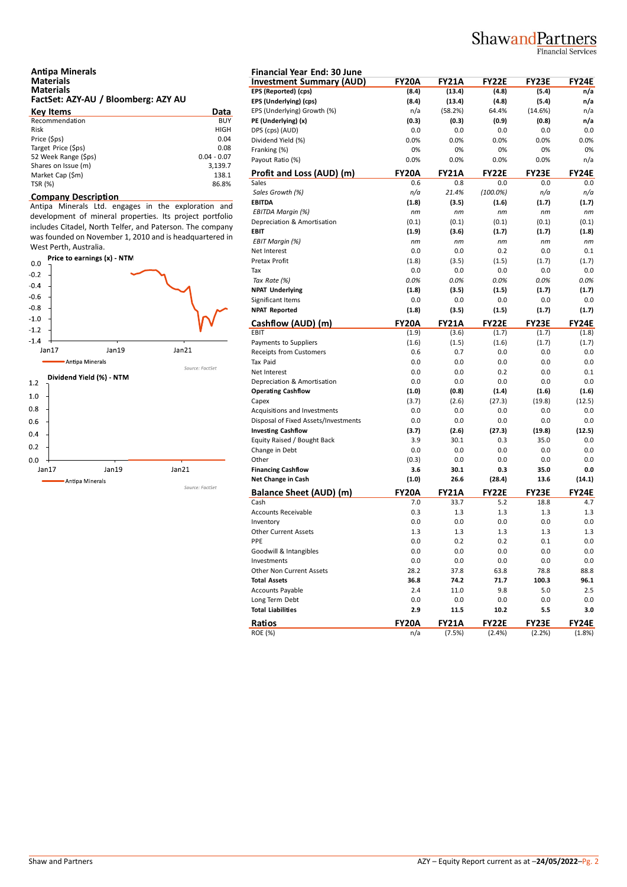## Antipa Minerals

**Materials**

**Materials**

**FactSet: AZY-AU / Bloomberg: AZY AU**

| Key Items | Data |
|---|---|
| Recommendation | BUY |
| Risk | HIGH |
| Price ($ps) | 0.04 |
| Target Price ($ps) | 0.08 |
| 52 Week Range ($ps) | 0.04 - 0.07 |
| Shares on Issue (m) | 3,139.7 |
| Market Cap ($m) | 138.1 |
| TSR (%) | 86.8% |

### Company Description

Antipa Minerals Ltd. engages in the exploration and development of mineral properties. Its project portfolio includes Citadel, North Telfer, and Paterson. The company was founded on November 1, 2010 and is headquartered in West Perth, Australia.

**Price to earnings (x) - NTM**

Antipa Minerals

Source: FactSet

**Dividend Yield (%) - NTM**

Antipa Minerals

Source: FactSet

**Financial Year End: 30 June**

| Investment Summary (AUD) | FY20A | FY21A | FY22E | FY23E | FY24E |
|---|---|---|---|---|---|
| **EPS (Reported) (cps)** | **(8.4)** | **(13.4)** | **(4.8)** | **(5.4)** | **n/a** |
| **EPS (Underlying) (cps)** | **(8.4)** | **(13.4)** | **(4.8)** | **(5.4)** | **n/a** |
| EPS (Underlying) Growth (%) | n/a | (58.2%) | 64.4% | (14.6%) | n/a |
| **PE (Underlying) (x)** | **(0.3)** | **(0.3)** | **(0.9)** | **(0.8)** | **n/a** |
| DPS (cps) (AUD) | 0.0 | 0.0 | 0.0 | 0.0 | 0.0 |
| Dividend Yield (%) | 0.0% | 0.0% | 0.0% | 0.0% | 0.0% |
| Franking (%) | 0% | 0% | 0% | 0% | 0% |
| Payout Ratio (%) | 0.0% | 0.0% | 0.0% | 0.0% | n/a |

| Profit and Loss (AUD) (m) | FY20A | FY21A | FY22E | FY23E | FY24E |
|---|---|---|---|---|---|
| Sales | 0.6 | 0.8 | 0.0 | 0.0 | 0.0 |
| *Sales Growth (%)* | *n/a* | *21.4%* | *(100.0%)* | *n/a* | *n/a* |
| **EBITDA** | **(1.8)** | **(3.5)** | **(1.6)** | **(1.7)** | **(1.7)** |
| *EBITDA Margin (%)* | *nm* | *nm* | *nm* | *nm* | *nm* |
| Depreciation & Amortisation | (0.1) | (0.1) | (0.1) | (0.1) | (0.1) |
| **EBIT** | **(1.9)** | **(3.6)** | **(1.7)** | **(1.7)** | **(1.8)** |
| *EBIT Margin (%)* | *nm* | *nm* | *nm* | *nm* | *nm* |
| Net Interest | 0.0 | 0.0 | 0.2 | 0.0 | 0.1 |
| Pretax Profit | (1.8) | (3.5) | (1.5) | (1.7) | (1.7) |
| Tax | 0.0 | 0.0 | 0.0 | 0.0 | 0.0 |
| *Tax Rate (%)* | *0.0%* | *0.0%* | *0.0%* | *0.0%* | *0.0%* |
| **NPAT Underlying** | **(1.8)** | **(3.5)** | **(1.5)** | **(1.7)** | **(1.7)** |
| Significant Items | 0.0 | 0.0 | 0.0 | 0.0 | 0.0 |
| **NPAT Reported** | **(1.8)** | **(3.5)** | **(1.5)** | **(1.7)** | **(1.7)** |

| Cashflow (AUD) (m) | FY20A | FY21A | FY22E | FY23E | FY24E |
|---|---|---|---|---|---|
| EBIT | (1.9) | (3.6) | (1.7) | (1.7) | (1.8) |
| Payments to Suppliers | (1.6) | (1.5) | (1.6) | (1.7) | (1.7) |
| Receipts from Customers | 0.6 | 0.7 | 0.0 | 0.0 | 0.0 |
| Tax Paid | 0.0 | 0.0 | 0.0 | 0.0 | 0.0 |
| Net Interest | 0.0 | 0.0 | 0.2 | 0.0 | 0.1 |
| Depreciation & Amortisation | 0.0 | 0.0 | 0.0 | 0.0 | 0.0 |
| **Operating Cashflow** | **(1.0)** | **(0.8)** | **(1.4)** | **(1.6)** | **(1.6)** |
| Capex | (3.7) | (2.6) | (27.3) | (19.8) | (12.5) |
| Acquisitions and Investments | 0.0 | 0.0 | 0.0 | 0.0 | 0.0 |
| Disposal of Fixed Assets/Investments | 0.0 | 0.0 | 0.0 | 0.0 | 0.0 |
| **Investing Cashflow** | **(3.7)** | **(2.6)** | **(27.3)** | **(19.8)** | **(12.5)** |
| Equity Raised / Bought Back | 3.9 | 30.1 | 0.3 | 35.0 | 0.0 |
| Change in Debt | 0.0 | 0.0 | 0.0 | 0.0 | 0.0 |
| Other | (0.3) | 0.0 | 0.0 | 0.0 | 0.0 |
| **Financing Cashflow** | **3.6** | **30.1** | **0.3** | **35.0** | **0.0** |
| **Net Change in Cash** | **(1.0)** | **26.6** | **(28.4)** | **13.6** | **(14.1)** |

| Balance Sheet (AUD) (m) | FY20A | FY21A | FY22E | FY23E | FY24E |
|---|---|---|---|---|---|
| Cash | 7.0 | 33.7 | 5.2 | 18.8 | 4.7 |
| Accounts Receivable | 0.3 | 1.3 | 1.3 | 1.3 | 1.3 |
| Inventory | 0.0 | 0.0 | 0.0 | 0.0 | 0.0 |
| Other Current Assets | 1.3 | 1.3 | 1.3 | 1.3 | 1.3 |
| PPE | 0.0 | 0.2 | 0.2 | 0.1 | 0.0 |
| Goodwill & Intangibles | 0.0 | 0.0 | 0.0 | 0.0 | 0.0 |
| Investments | 0.0 | 0.0 | 0.0 | 0.0 | 0.0 |
| Other Non Current Assets | 28.2 | 37.8 | 63.8 | 78.8 | 88.8 |
| **Total Assets** | **36.8** | **74.2** | **71.7** | **100.3** | **96.1** |
| Accounts Payable | 2.4 | 11.0 | 9.8 | 5.0 | 2.5 |
| Long Term Debt | 0.0 | 0.0 | 0.0 | 0.0 | 0.0 |
| **Total Liabilities** | **2.9** | **11.5** | **10.2** | **5.5** | **3.0** |

| Ratios | FY20A | FY21A | FY22E | FY23E | FY24E |
|---|---|---|---|---|---|
| ROE (%) | n/a | (7.5%) | (2.4%) | (2.2%) | (1.8%) |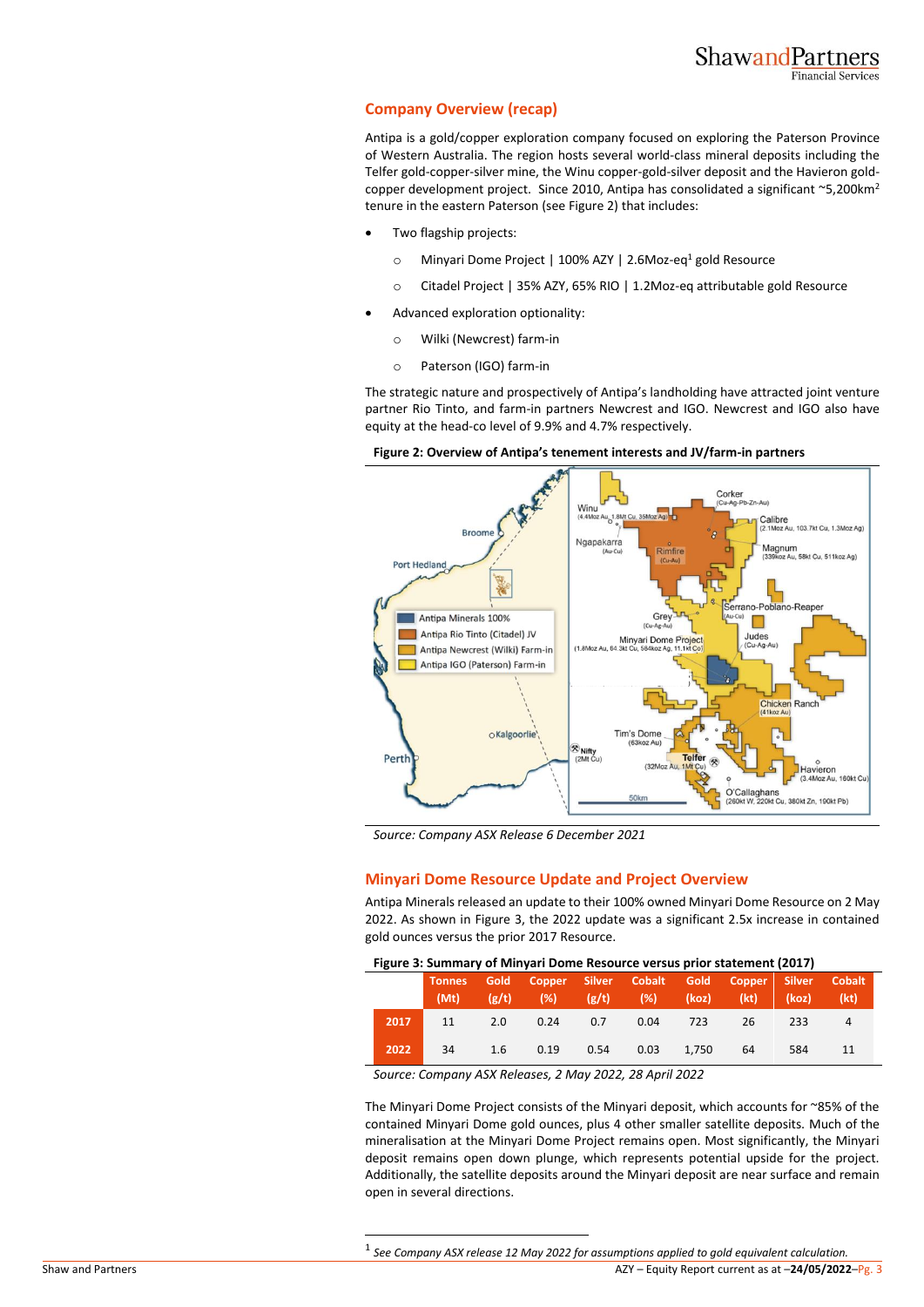## Company Overview (recap)

Antipa is a gold/copper exploration company focused on exploring the Paterson Province of Western Australia. The region hosts several world-class mineral deposits including the Telfer gold-copper-silver mine, the Winu copper-gold-silver deposit and the Havieron gold-copper development project. Since 2010, Antipa has consolidated a significant ~5,200km$^2$ tenure in the eastern Paterson (see Figure 2) that includes:

- Two flagship projects:
  - Minyari Dome Project | 100% AZY | 2.6Moz-eq[1] gold Resource
  - Citadel Project | 35% AZY, 65% RIO | 1.2Moz-eq attributable gold Resource
- Advanced exploration optionality:
  - Wilki (Newcrest) farm-in
  - Paterson (IGO) farm-in

The strategic nature and prospectively of Antipa's landholding have attracted joint venture partner Rio Tinto, and farm-in partners Newcrest and IGO. Newcrest and IGO also have equity at the head-co level of 9.9% and 4.7% respectively.

**Figure 2: Overview of Antipa's tenement interests and JV/farm-in partners**

*Source: Company ASX Release 6 December 2021*

## Minyari Dome Resource Update and Project Overview

Antipa Minerals released an update to their 100% owned Minyari Dome Resource on 2 May 2022. As shown in Figure 3, the 2022 update was a significant 2.5x increase in contained gold ounces versus the prior 2017 Resource.

**Figure 3: Summary of Minyari Dome Resource versus prior statement (2017)**

| | Tonnes (Mt) | Gold (g/t) | Copper (%) | Silver (g/t) | Cobalt (%) | Gold (koz) | Copper (kt) | Silver (koz) | Cobalt (kt) |
|---|---|---|---|---|---|---|---|---|---|
| 2017 | 11 | 2.0 | 0.24 | 0.7 | 0.04 | 723 | 26 | 233 | 4 |
| 2022 | 34 | 1.6 | 0.19 | 0.54 | 0.03 | 1,750 | 64 | 584 | 11 |

*Source: Company ASX Releases, 2 May 2022, 28 April 2022*

The Minyari Dome Project consists of the Minyari deposit, which accounts for ~85% of the contained Minyari Dome gold ounces, plus 4 other smaller satellite deposits. Much of the mineralisation at the Minyari Dome Project remains open. Most significantly, the Minyari deposit remains open down plunge, which represents potential upside for the project. Additionally, the satellite deposits around the Minyari deposit are near surface and remain open in several directions.

[1] *See Company ASX release 12 May 2022 for assumptions applied to gold equivalent calculation.*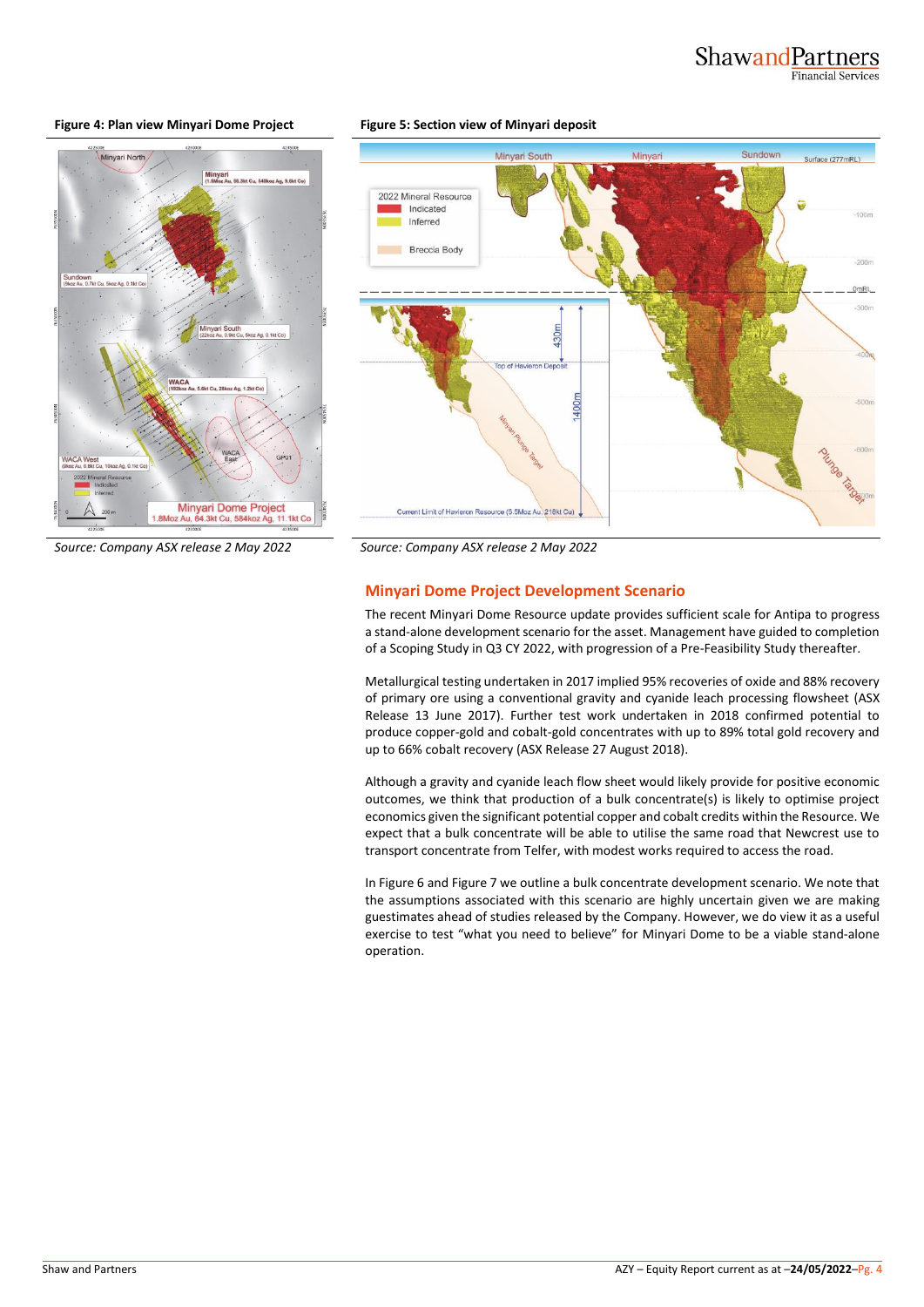**Figure 4: Plan view Minyari Dome Project**

*Source: Company ASX release 2 May 2022*

**Figure 5: Section view of Minyari deposit**

*Source: Company ASX release 2 May 2022*

## Minyari Dome Project Development Scenario

The recent Minyari Dome Resource update provides sufficient scale for Antipa to progress a stand-alone development scenario for the asset. Management have guided to completion of a Scoping Study in Q3 CY 2022, with progression of a Pre-Feasibility Study thereafter.

Metallurgical testing undertaken in 2017 implied 95% recoveries of oxide and 88% recovery of primary ore using a conventional gravity and cyanide leach processing flowsheet (ASX Release 13 June 2017). Further test work undertaken in 2018 confirmed potential to produce copper-gold and cobalt-gold concentrates with up to 89% total gold recovery and up to 66% cobalt recovery (ASX Release 27 August 2018).

Although a gravity and cyanide leach flow sheet would likely provide for positive economic outcomes, we think that production of a bulk concentrate(s) is likely to optimise project economics given the significant potential copper and cobalt credits within the Resource. We expect that a bulk concentrate will be able to utilise the same road that Newcrest use to transport concentrate from Telfer, with modest works required to access the road.

In Figure 6 and Figure 7 we outline a bulk concentrate development scenario. We note that the assumptions associated with this scenario are highly uncertain given we are making guestimates ahead of studies released by the Company. However, we do view it as a useful exercise to test "what you need to believe" for Minyari Dome to be a viable stand-alone operation.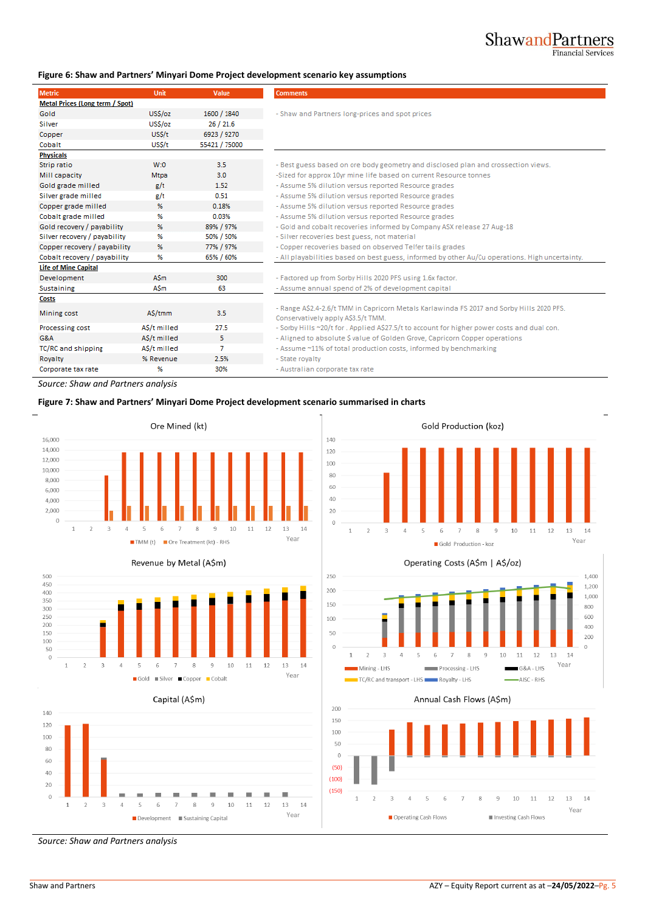### Figure 6: Shaw and Partners' Minyari Dome Project development scenario key assumptions

| Metric | Unit | Value | Comments |
|---|---|---|---|
| **Metal Prices (Long term / Spot)** | | | |
| Gold | US$/oz | 1600 / 1840 | - Shaw and Partners long-prices and spot prices |
| Silver | US$/oz | 26 / 21.6 | |
| Copper | US$/t | 6923 / 9270 | |
| Cobalt | US$/t | 55421 / 75000 | |
| **Physicals** | | | |
| Strip ratio | W:O | 3.5 | - Best guess based on ore body geometry and disclosed plan and crossection views. |
| Mill capacity | Mtpa | 3.0 | -Sized for approx 10yr mine life based on current Resource tonnes |
| Gold grade milled | g/t | 1.52 | - Assume 5% dilution versus reported Resource grades |
| Silver grade milled | g/t | 0.51 | - Assume 5% dilution versus reported Resource grades |
| Copper grade milled | % | 0.18% | - Assume 5% dilution versus reported Resource grades |
| Cobalt grade milled | % | 0.03% | - Assume 5% dilution versus reported Resource grades |
| Gold recovery / payability | % | 89% / 97% | - Gold and cobalt recoveries informed by Company ASX release 27 Aug-18 |
| Silver recovery / payability | % | 50% / 50% | - Silver recoveries best guess, not material |
| Copper recovery / payability | % | 77% / 97% | - Copper recoveries based on observed Telfer tails grades |
| Cobalt recovery / payability | % | 65% / 60% | - All playabilities based on best guess, informed by other Au/Cu operations. High uncertainty. |
| **Life of Mine Capital** | | | |
| Development | A$m | 300 | - Factored up from Sorby Hills 2020 PFS using 1.6x factor. |
| Sustaining | A$m | 63 | - Assume annual spend of 2% of development capital |
| **Costs** | | | |
| Mining cost | A$/tmm | 3.5 | - Range A$2.4-2.6/t TMM in Capricorn Metals Karlawinda FS 2017 and Sorby Hills 2020 PFS. Conservatively apply A$3.5/t TMM. |
| Processing cost | A$/t milled | 27.5 | - Sorby Hills ~20/t for . Applied A$27.5/t to account for higher power costs and dual con. |
| G&A | A$/t milled | 5 | - Aligned to absolute $ value of Golden Grove, Capricorn Copper operations |
| TC/RC and shipping | A$/t milled | 7 | - Assume ~11% of total production costs, informed by benchmarking |
| Royalty | % Revenue | 2.5% | - State royalty |
| Corporate tax rate | % | 30% | - Australian corporate tax rate |

*Source: Shaw and Partners analysis*

### Figure 7: Shaw and Partners' Minyari Dome Project development scenario summarised in charts

*Source: Shaw and Partners analysis*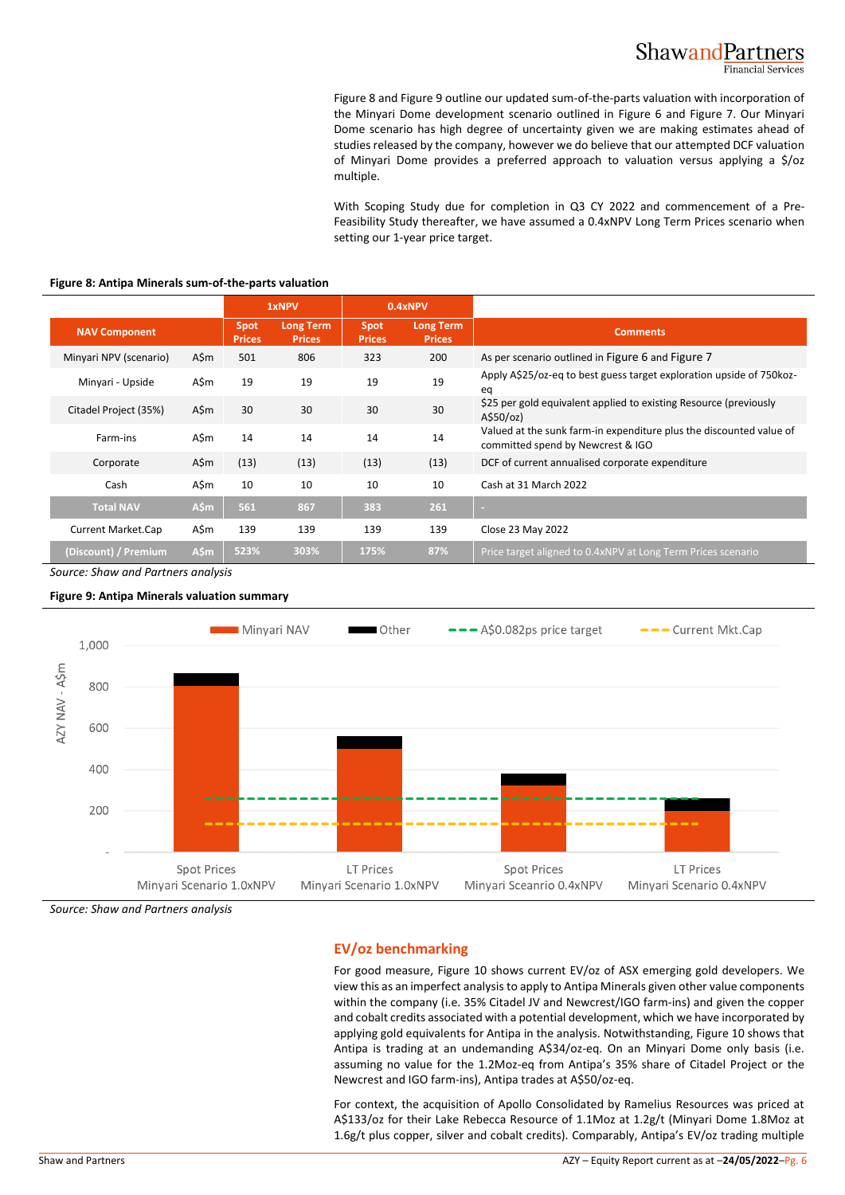Figure 8 and Figure 9 outline our updated sum-of-the-parts valuation with incorporation of the Minyari Dome development scenario outlined in Figure 6 and Figure 7. Our Minyari Dome scenario has high degree of uncertainty given we are making estimates ahead of studies released by the company, however we do believe that our attempted DCF valuation of Minyari Dome provides a preferred approach to valuation versus applying a $/oz multiple.

With Scoping Study due for completion in Q3 CY 2022 and commencement of a Pre-Feasibility Study thereafter, we have assumed a 0.4xNPV Long Term Prices scenario when setting our 1-year price target.

**Figure 8: Antipa Minerals sum-of-the-parts valuation**

| | | 1xNPV | | 0.4xNPV | | |
|---|---|---|---|---|---|---|
| **NAV Component** | | **Spot Prices** | **Long Term Prices** | **Spot Prices** | **Long Term Prices** | **Comments** |
| Minyari NPV (scenario) | A$m | 501 | 806 | 323 | 200 | As per scenario outlined in Figure 6 and Figure 7 |
| Minyari - Upside | A$m | 19 | 19 | 19 | 19 | Apply A$25/oz-eq to best guess target exploration upside of 750koz-eq |
| Citadel Project (35%) | A$m | 30 | 30 | 30 | 30 | $25 per gold equivalent applied to existing Resource (previously A$50/oz) |
| Farm-ins | A$m | 14 | 14 | 14 | 14 | Valued at the sunk farm-in expenditure plus the discounted value of committed spend by Newcrest & IGO |
| Corporate | A$m | (13) | (13) | (13) | (13) | DCF of current annualised corporate expenditure |
| Cash | A$m | 10 | 10 | 10 | 10 | Cash at 31 March 2022 |
| **Total NAV** | **A$m** | **561** | **867** | **383** | **261** | - |
| Current Market.Cap | A$m | 139 | 139 | 139 | 139 | Close 23 May 2022 |
| **(Discount) / Premium** | **A$m** | **523%** | **303%** | **175%** | **87%** | Price target aligned to 0.4xNPV at Long Term Prices scenario |

*Source: Shaw and Partners analysis*

**Figure 9: Antipa Minerals valuation summary**

*Source: Shaw and Partners analysis*

## EV/oz benchmarking

For good measure, Figure 10 shows current EV/oz of ASX emerging gold developers. We view this as an imperfect analysis to apply to Antipa Minerals given other value components within the company (i.e. 35% Citadel JV and Newcrest/IGO farm-ins) and given the copper and cobalt credits associated with a potential development, which we have incorporated by applying gold equivalents for Antipa in the analysis. Notwithstanding, Figure 10 shows that Antipa is trading at an undemanding A$34/oz-eq. On an Minyari Dome only basis (i.e. assuming no value for the 1.2Moz-eq from Antipa's 35% share of Citadel Project or the Newcrest and IGO farm-ins), Antipa trades at A$50/oz-eq.

For context, the acquisition of Apollo Consolidated by Ramelius Resources was priced at A$133/oz for their Lake Rebecca Resource of 1.1Moz at 1.2g/t (Minyari Dome 1.8Moz at 1.6g/t plus copper, silver and cobalt credits). Comparably, Antipa's EV/oz trading multiple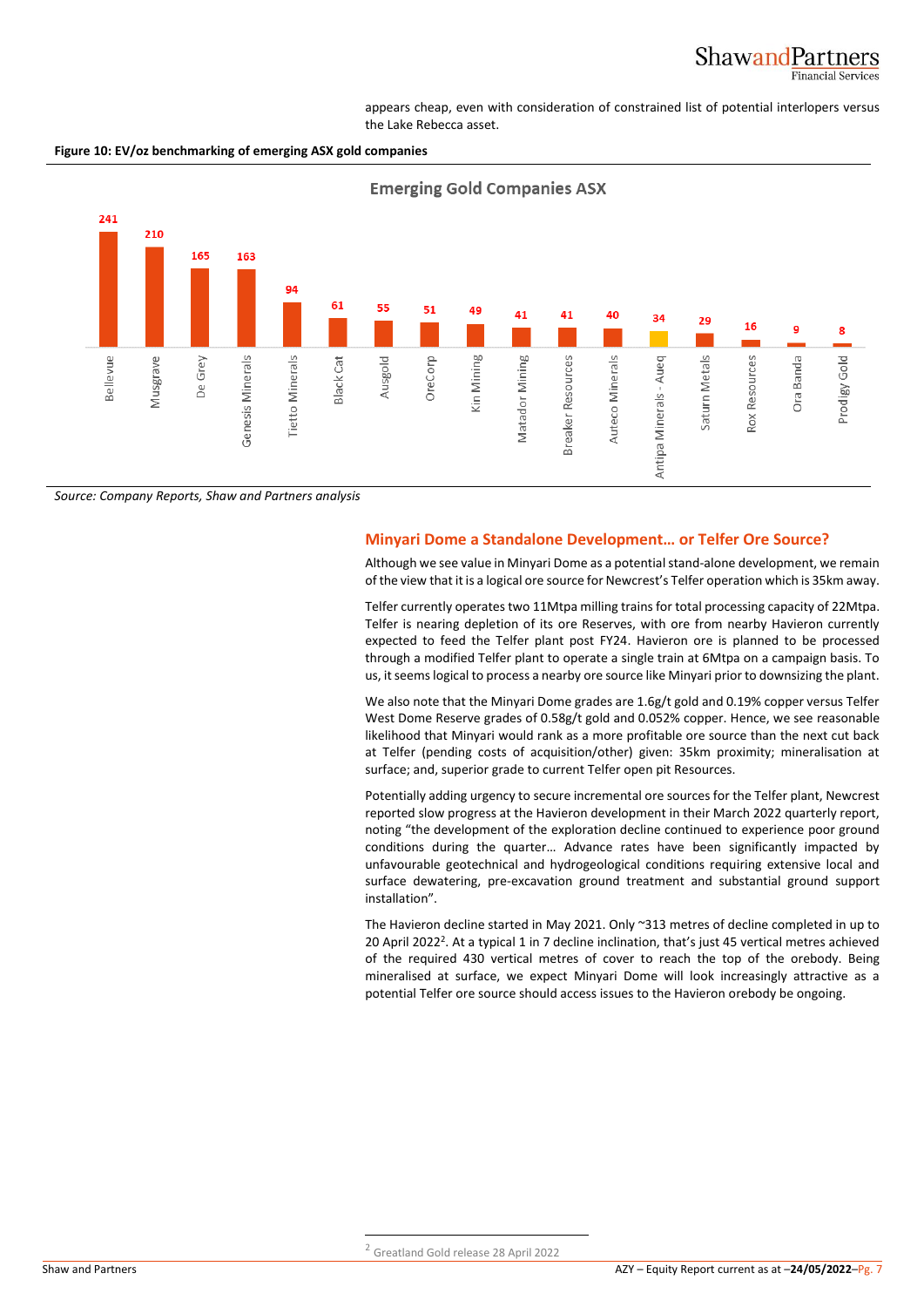appears cheap, even with consideration of constrained list of potential interlopers versus the Lake Rebecca asset.

**Figure 10: EV/oz benchmarking of emerging ASX gold companies**

Emerging Gold Companies ASX

| Company | EV/oz |
|---|---|
| Bellevue | 241 |
| Musgrave | 210 |
| De Grey | 165 |
| Genesis Minerals | 163 |
| Tietto Minerals | 94 |
| Black Cat | 61 |
| Ausgold | 55 |
| OreCorp | 51 |
| Kin Mining | 49 |
| Matador Mining | 41 |
| Breaker Resources | 41 |
| Auteco Minerals | 40 |
| Antipa Minerals - Aueq | 34 |
| Saturn Metals | 29 |
| Rox Resources | 16 |
| Ora Banda | 9 |
| Prodigy Gold | 8 |

*Source: Company Reports, Shaw and Partners analysis*

## Minyari Dome a Standalone Development… or Telfer Ore Source?

Although we see value in Minyari Dome as a potential stand-alone development, we remain of the view that it is a logical ore source for Newcrest's Telfer operation which is 35km away.

Telfer currently operates two 11Mtpa milling trains for total processing capacity of 22Mtpa. Telfer is nearing depletion of its ore Reserves, with ore from nearby Havieron currently expected to feed the Telfer plant post FY24. Havieron ore is planned to be processed through a modified Telfer plant to operate a single train at 6Mtpa on a campaign basis. To us, it seems logical to process a nearby ore source like Minyari prior to downsizing the plant.

We also note that the Minyari Dome grades are 1.6g/t gold and 0.19% copper versus Telfer West Dome Reserve grades of 0.58g/t gold and 0.052% copper. Hence, we see reasonable likelihood that Minyari would rank as a more profitable ore source than the next cut back at Telfer (pending costs of acquisition/other) given: 35km proximity; mineralisation at surface; and, superior grade to current Telfer open pit Resources.

Potentially adding urgency to secure incremental ore sources for the Telfer plant, Newcrest reported slow progress at the Havieron development in their March 2022 quarterly report, noting "the development of the exploration decline continued to experience poor ground conditions during the quarter… Advance rates have been significantly impacted by unfavourable geotechnical and hydrogeological conditions requiring extensive local and surface dewatering, pre-excavation ground treatment and substantial ground support installation".

The Havieron decline started in May 2021. Only ~313 metres of decline completed in up to 20 April 2022[2]. At a typical 1 in 7 decline inclination, that's just 45 vertical metres achieved of the required 430 vertical metres of cover to reach the top of the orebody. Being mineralised at surface, we expect Minyari Dome will look increasingly attractive as a potential Telfer ore source should access issues to the Havieron orebody be ongoing.

[2] Greatland Gold release 28 April 2022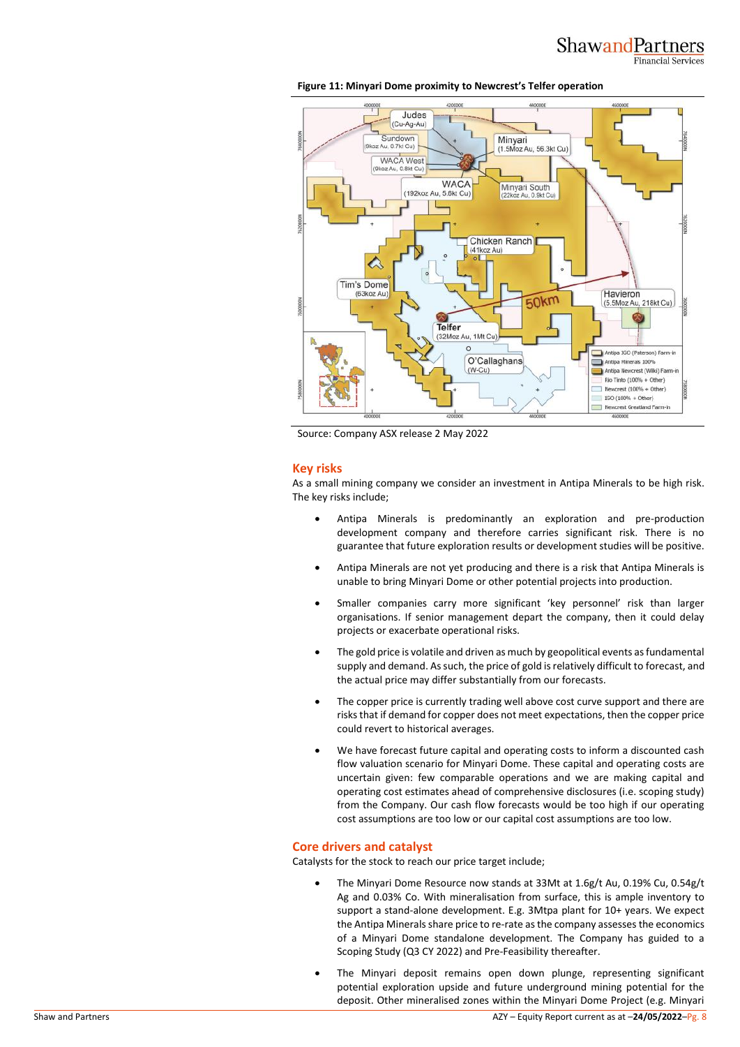**Figure 11: Minyari Dome proximity to Newcrest's Telfer operation**

Source: Company ASX release 2 May 2022

## Key risks

As a small mining company we consider an investment in Antipa Minerals to be high risk. The key risks include;

- Antipa Minerals is predominantly an exploration and pre-production development company and therefore carries significant risk. There is no guarantee that future exploration results or development studies will be positive.
- Antipa Minerals are not yet producing and there is a risk that Antipa Minerals is unable to bring Minyari Dome or other potential projects into production.
- Smaller companies carry more significant 'key personnel' risk than larger organisations. If senior management depart the company, then it could delay projects or exacerbate operational risks.
- The gold price is volatile and driven as much by geopolitical events as fundamental supply and demand. As such, the price of gold is relatively difficult to forecast, and the actual price may differ substantially from our forecasts.
- The copper price is currently trading well above cost curve support and there are risks that if demand for copper does not meet expectations, then the copper price could revert to historical averages.
- We have forecast future capital and operating costs to inform a discounted cash flow valuation scenario for Minyari Dome. These capital and operating costs are uncertain given: few comparable operations and we are making capital and operating cost estimates ahead of comprehensive disclosures (i.e. scoping study) from the Company. Our cash flow forecasts would be too high if our operating cost assumptions are too low or our capital cost assumptions are too low.

## Core drivers and catalyst

Catalysts for the stock to reach our price target include;

- The Minyari Dome Resource now stands at 33Mt at 1.6g/t Au, 0.19% Cu, 0.54g/t Ag and 0.03% Co. With mineralisation from surface, this is ample inventory to support a stand-alone development. E.g. 3Mtpa plant for 10+ years. We expect the Antipa Minerals share price to re-rate as the company assesses the economics of a Minyari Dome standalone development. The Company has guided to a Scoping Study (Q3 CY 2022) and Pre-Feasibility thereafter.
- The Minyari deposit remains open down plunge, representing significant potential exploration upside and future underground mining potential for the deposit. Other mineralised zones within the Minyari Dome Project (e.g. Minyari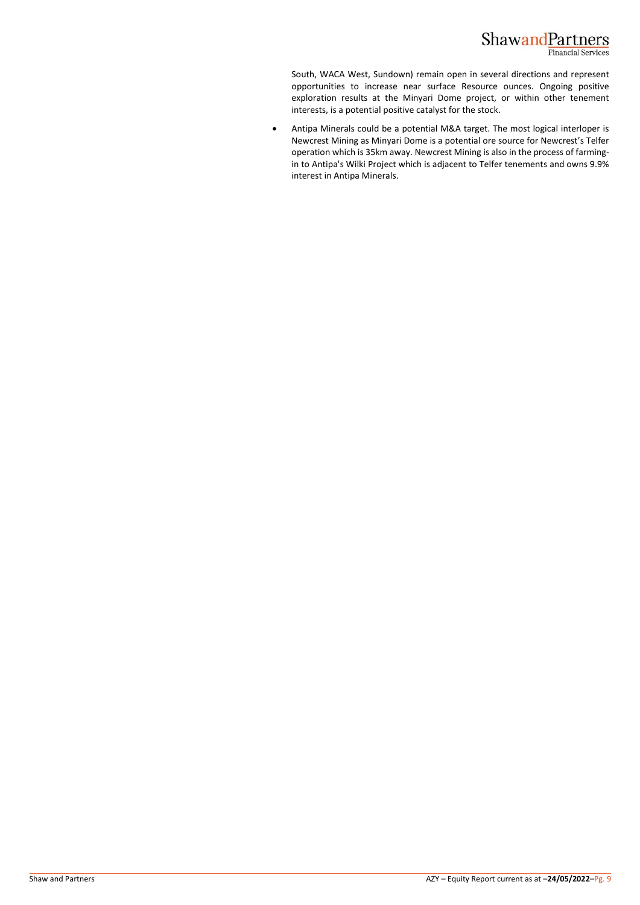South, WACA West, Sundown) remain open in several directions and represent opportunities to increase near surface Resource ounces. Ongoing positive exploration results at the Minyari Dome project, or within other tenement interests, is a potential positive catalyst for the stock.

- Antipa Minerals could be a potential M&A target. The most logical interloper is Newcrest Mining as Minyari Dome is a potential ore source for Newcrest's Telfer operation which is 35km away. Newcrest Mining is also in the process of farming-in to Antipa's Wilki Project which is adjacent to Telfer tenements and owns 9.9% interest in Antipa Minerals.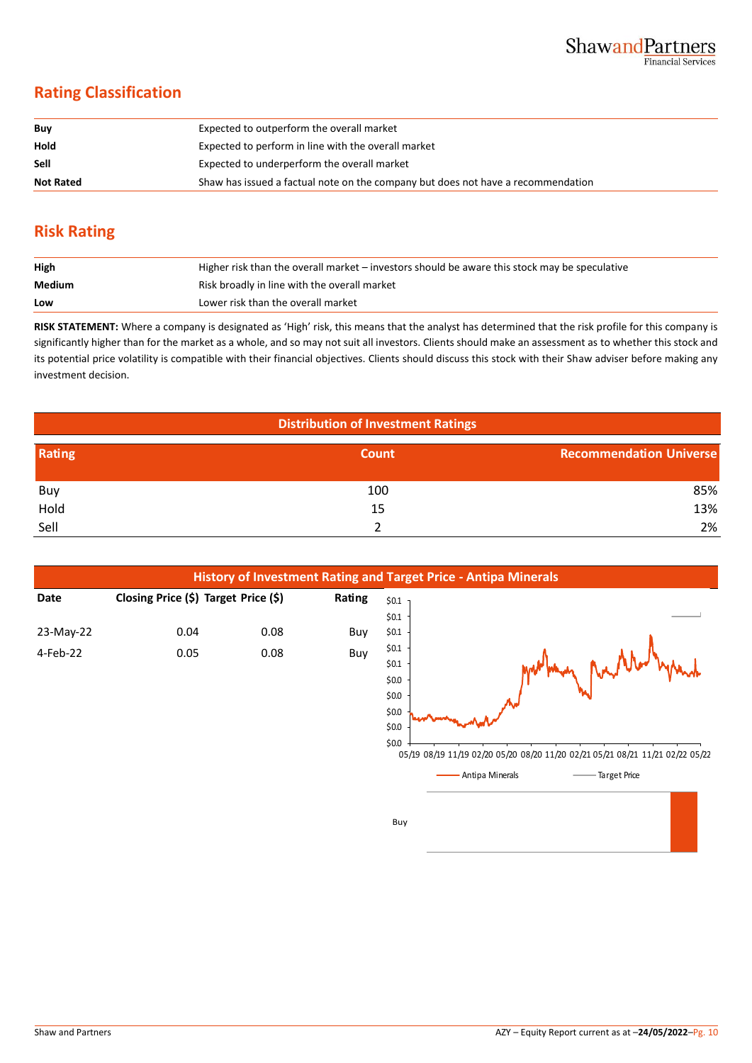## Rating Classification

| | |
|---|---|
| **Buy** | Expected to outperform the overall market |
| **Hold** | Expected to perform in line with the overall market |
| **Sell** | Expected to underperform the overall market |
| **Not Rated** | Shaw has issued a factual note on the company but does not have a recommendation |

## Risk Rating

| | |
|---|---|
| **High** | Higher risk than the overall market – investors should be aware this stock may be speculative |
| **Medium** | Risk broadly in line with the overall market |
| **Low** | Lower risk than the overall market |

**RISK STATEMENT:** Where a company is designated as 'High' risk, this means that the analyst has determined that the risk profile for this company is significantly higher than for the market as a whole, and so may not suit all investors. Clients should make an assessment as to whether this stock and its potential price volatility is compatible with their financial objectives. Clients should discuss this stock with their Shaw adviser before making any investment decision.

**Distribution of Investment Ratings**

| Rating | Count | Recommendation Universe |
|---|---|---|
| Buy | 100 | 85% |
| Hold | 15 | 13% |
| Sell | 2 | 2% |

**History of Investment Rating and Target Price - Antipa Minerals**

| Date | Closing Price ($) | Target Price ($) | Rating |
|---|---|---|---|
| 23-May-22 | 0.04 | 0.08 | Buy |
| 4-Feb-22 | 0.05 | 0.08 | Buy |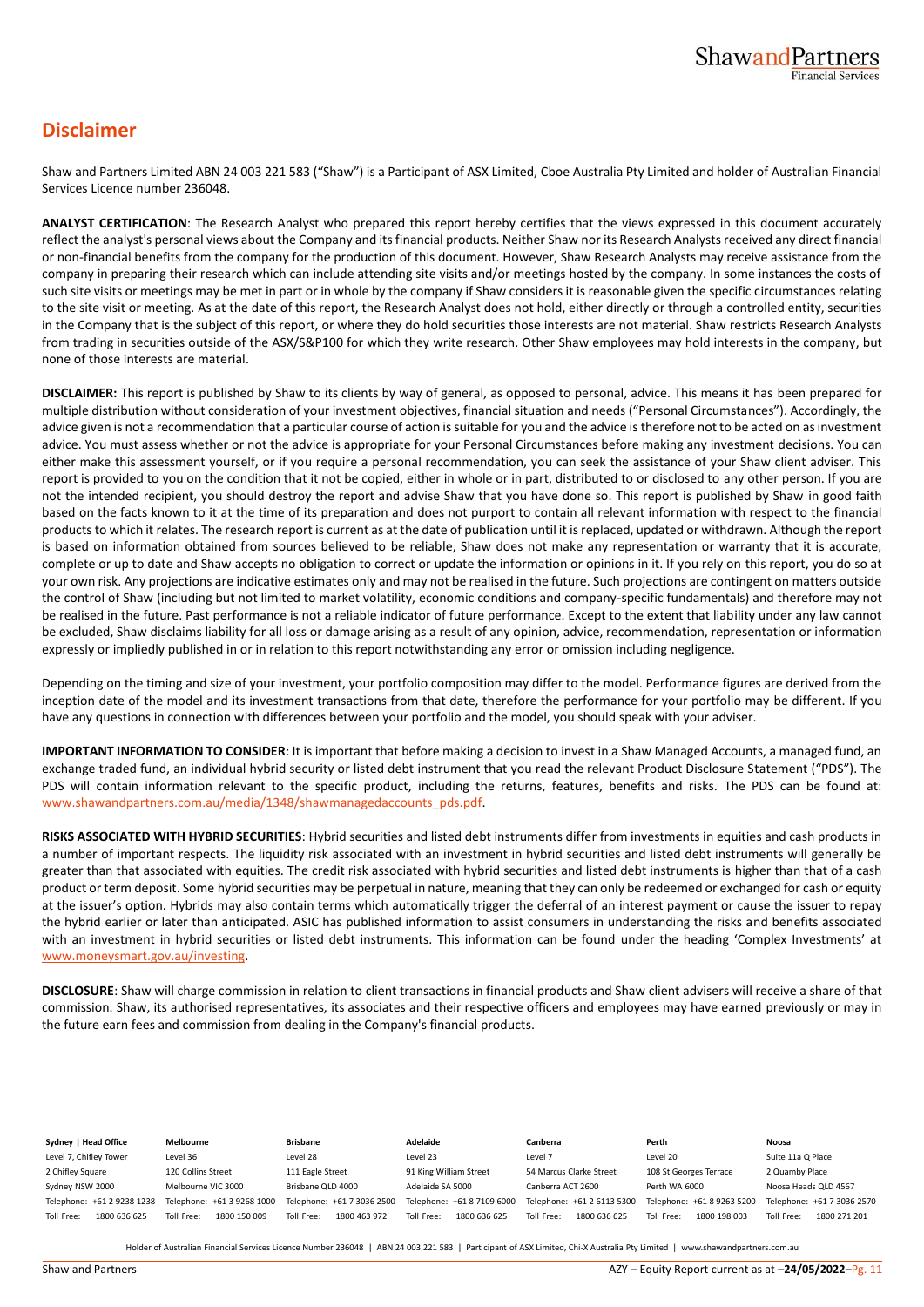# Disclaimer

Shaw and Partners Limited ABN 24 003 221 583 ("Shaw") is a Participant of ASX Limited, Cboe Australia Pty Limited and holder of Australian Financial Services Licence number 236048.

**ANALYST CERTIFICATION**: The Research Analyst who prepared this report hereby certifies that the views expressed in this document accurately reflect the analyst's personal views about the Company and its financial products. Neither Shaw nor its Research Analysts received any direct financial or non-financial benefits from the company for the production of this document. However, Shaw Research Analysts may receive assistance from the company in preparing their research which can include attending site visits and/or meetings hosted by the company. In some instances the costs of such site visits or meetings may be met in part or in whole by the company if Shaw considers it is reasonable given the specific circumstances relating to the site visit or meeting. As at the date of this report, the Research Analyst does not hold, either directly or through a controlled entity, securities in the Company that is the subject of this report, or where they do hold securities those interests are not material. Shaw restricts Research Analysts from trading in securities outside of the ASX/S&P100 for which they write research. Other Shaw employees may hold interests in the company, but none of those interests are material.

**DISCLAIMER:** This report is published by Shaw to its clients by way of general, as opposed to personal, advice. This means it has been prepared for multiple distribution without consideration of your investment objectives, financial situation and needs ("Personal Circumstances"). Accordingly, the advice given is not a recommendation that a particular course of action is suitable for you and the advice is therefore not to be acted on as investment advice. You must assess whether or not the advice is appropriate for your Personal Circumstances before making any investment decisions. You can either make this assessment yourself, or if you require a personal recommendation, you can seek the assistance of your Shaw client adviser. This report is provided to you on the condition that it not be copied, either in whole or in part, distributed to or disclosed to any other person. If you are not the intended recipient, you should destroy the report and advise Shaw that you have done so. This report is published by Shaw in good faith based on the facts known to it at the time of its preparation and does not purport to contain all relevant information with respect to the financial products to which it relates. The research report is current as at the date of publication until it is replaced, updated or withdrawn. Although the report is based on information obtained from sources believed to be reliable, Shaw does not make any representation or warranty that it is accurate, complete or up to date and Shaw accepts no obligation to correct or update the information or opinions in it. If you rely on this report, you do so at your own risk. Any projections are indicative estimates only and may not be realised in the future. Such projections are contingent on matters outside the control of Shaw (including but not limited to market volatility, economic conditions and company-specific fundamentals) and therefore may not be realised in the future. Past performance is not a reliable indicator of future performance. Except to the extent that liability under any law cannot be excluded, Shaw disclaims liability for all loss or damage arising as a result of any opinion, advice, recommendation, representation or information expressly or impliedly published in or in relation to this report notwithstanding any error or omission including negligence.

Depending on the timing and size of your investment, your portfolio composition may differ to the model. Performance figures are derived from the inception date of the model and its investment transactions from that date, therefore the performance for your portfolio may be different. If you have any questions in connection with differences between your portfolio and the model, you should speak with your adviser.

**IMPORTANT INFORMATION TO CONSIDER**: It is important that before making a decision to invest in a Shaw Managed Accounts, a managed fund, an exchange traded fund, an individual hybrid security or listed debt instrument that you read the relevant Product Disclosure Statement ("PDS"). The PDS will contain information relevant to the specific product, including the returns, features, benefits and risks. The PDS can be found at: www.shawandpartners.com.au/media/1348/shawmanagedaccounts_pds.pdf.

**RISKS ASSOCIATED WITH HYBRID SECURITIES**: Hybrid securities and listed debt instruments differ from investments in equities and cash products in a number of important respects. The liquidity risk associated with an investment in hybrid securities and listed debt instruments will generally be greater than that associated with equities. The credit risk associated with hybrid securities and listed debt instruments is higher than that of a cash product or term deposit. Some hybrid securities may be perpetual in nature, meaning that they can only be redeemed or exchanged for cash or equity at the issuer's option. Hybrids may also contain terms which automatically trigger the deferral of an interest payment or cause the issuer to repay the hybrid earlier or later than anticipated. ASIC has published information to assist consumers in understanding the risks and benefits associated with an investment in hybrid securities or listed debt instruments. This information can be found under the heading 'Complex Investments' at www.moneysmart.gov.au/investing.

**DISCLOSURE**: Shaw will charge commission in relation to client transactions in financial products and Shaw client advisers will receive a share of that commission. Shaw, its authorised representatives, its associates and their respective officers and employees may have earned previously or may in the future earn fees and commission from dealing in the Company's financial products.

| Sydney \| Head Office | Melbourne | Brisbane | Adelaide | Canberra | Perth | Noosa |
|---|---|---|---|---|---|---|
| Level 7, Chifley Tower | Level 36 | Level 28 | Level 23 | Level 7 | Level 20 | Suite 11a Q Place |
| 2 Chifley Square | 120 Collins Street | 111 Eagle Street | 91 King William Street | 54 Marcus Clarke Street | 108 St Georges Terrace | 2 Quamby Place |
| Sydney NSW 2000 | Melbourne VIC 3000 | Brisbane QLD 4000 | Adelaide SA 5000 | Canberra ACT 2600 | Perth WA 6000 | Noosa Heads QLD 4567 |
| Telephone: +61 2 9238 1238 | Telephone: +61 3 9268 1000 | Telephone: +61 7 3036 2500 | Telephone: +61 8 7109 6000 | Telephone: +61 2 6113 5300 | Telephone: +61 8 9263 5200 | Telephone: +61 7 3036 2570 |
| Toll Free: 1800 636 625 | Toll Free: 1800 150 009 | Toll Free: 1800 463 972 | Toll Free: 1800 636 625 | Toll Free: 1800 636 625 | Toll Free: 1800 198 003 | Toll Free: 1800 271 201 |

Holder of Australian Financial Services Licence Number 236048 | ABN 24 003 221 583 | Participant of ASX Limited, Chi-X Australia Pty Limited | www.shawandpartners.com.au